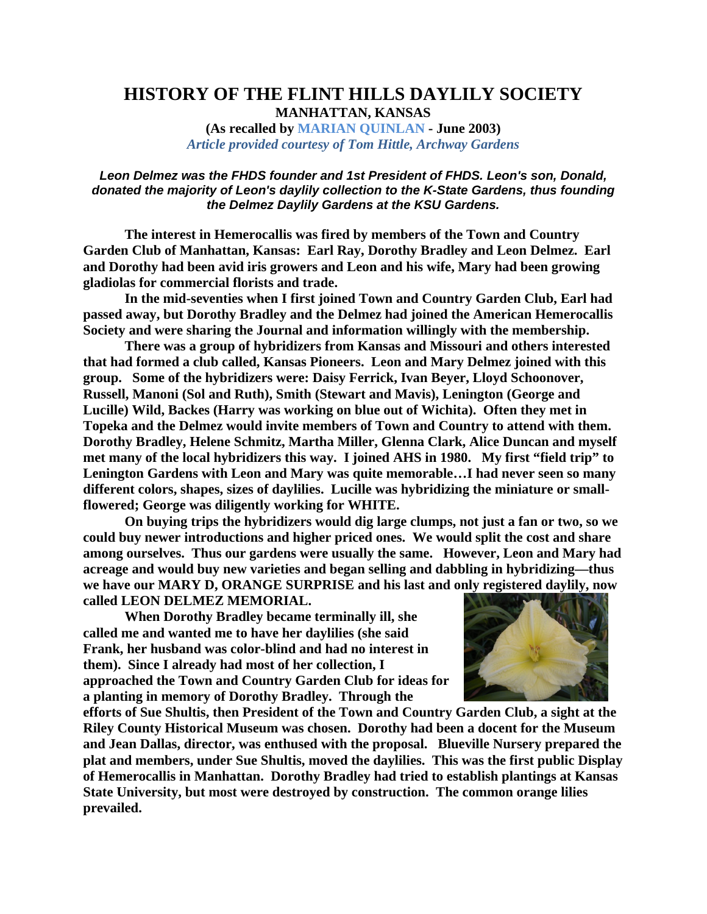# HISTORY OF THE FLINT HILLS DAYLILY SOCIETY

**MANHATTAN, KANSAS**

**(As recalled by MARIAN QUINLAN - June 2003)**

***Article provided courtesy of Tom Hittle, Archway Gardens***

***Leon Delmez was the FHDS founder and 1st President of FHDS. Leon's son, Donald, donated the majority of Leon's daylily collection to the K-State Gardens, thus founding the Delmez Daylily Gardens at the KSU Gardens.***

**The interest in Hemerocallis was fired by members of the Town and Country Garden Club of Manhattan, Kansas: Earl Ray, Dorothy Bradley and Leon Delmez. Earl and Dorothy had been avid iris growers and Leon and his wife, Mary had been growing gladiolas for commercial florists and trade.**

**In the mid-seventies when I first joined Town and Country Garden Club, Earl had passed away, but Dorothy Bradley and the Delmez had joined the American Hemerocallis Society and were sharing the Journal and information willingly with the membership.**

**There was a group of hybridizers from Kansas and Missouri and others interested that had formed a club called, Kansas Pioneers. Leon and Mary Delmez joined with this group. Some of the hybridizers were: Daisy Ferrick, Ivan Beyer, Lloyd Schoonover, Russell, Manoni (Sol and Ruth), Smith (Stewart and Mavis), Lenington (George and Lucille) Wild, Backes (Harry was working on blue out of Wichita). Often they met in Topeka and the Delmez would invite members of Town and Country to attend with them. Dorothy Bradley, Helene Schmitz, Martha Miller, Glenna Clark, Alice Duncan and myself met many of the local hybridizers this way. I joined AHS in 1980. My first "field trip" to Lenington Gardens with Leon and Mary was quite memorable…I had never seen so many different colors, shapes, sizes of daylilies. Lucille was hybridizing the miniature or small-flowered; George was diligently working for WHITE.**

**On buying trips the hybridizers would dig large clumps, not just a fan or two, so we could buy newer introductions and higher priced ones. We would split the cost and share among ourselves. Thus our gardens were usually the same. However, Leon and Mary had acreage and would buy new varieties and began selling and dabbling in hybridizing—thus we have our MARY D, ORANGE SURPRISE and his last and only registered daylily, now called LEON DELMEZ MEMORIAL.**

**When Dorothy Bradley became terminally ill, she called me and wanted me to have her daylilies (she said Frank, her husband was color-blind and had no interest in them). Since I already had most of her collection, I approached the Town and Country Garden Club for ideas for a planting in memory of Dorothy Bradley. Through the efforts of Sue Shultis, then President of the Town and Country Garden Club, a sight at the Riley County Historical Museum was chosen. Dorothy had been a docent for the Museum and Jean Dallas, director, was enthused with the proposal. Blueville Nursery prepared the plat and members, under Sue Shultis, moved the daylilies. This was the first public Display of Hemerocallis in Manhattan. Dorothy Bradley had tried to establish plantings at Kansas State University, but most were destroyed by construction. The common orange lilies prevailed.**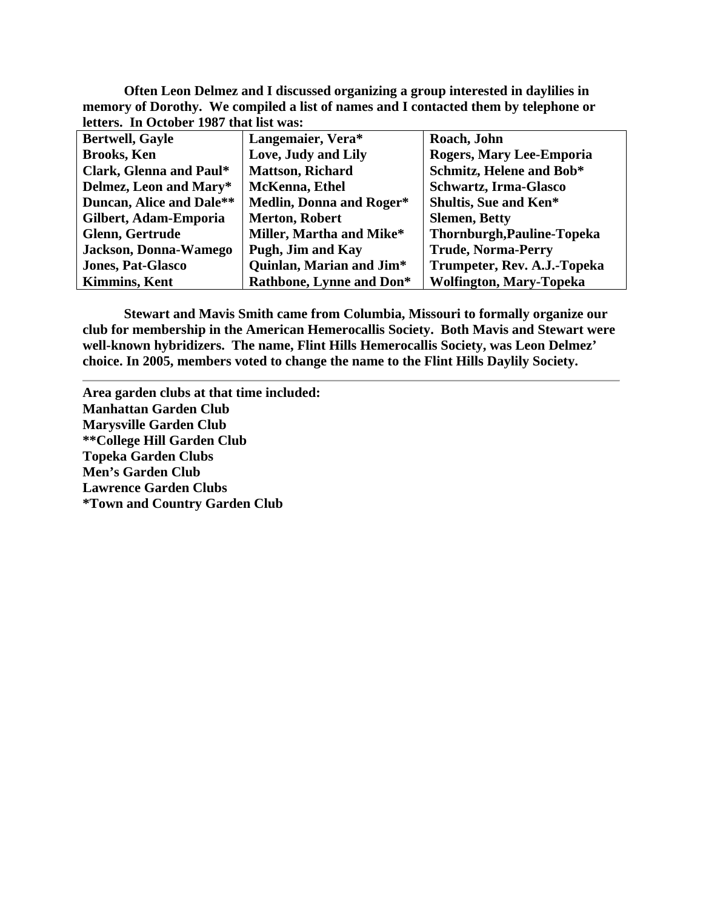**Often Leon Delmez and I discussed organizing a group interested in daylilies in memory of Dorothy. We compiled a list of names and I contacted them by telephone or letters. In October 1987 that list was:**

| | | |
|---|---|---|
| **Bertwell, Gayle** | **Langemaier, Vera*** | **Roach, John** |
| **Brooks, Ken** | **Love, Judy and Lily** | **Rogers, Mary Lee-Emporia** |
| **Clark, Glenna and Paul*** | **Mattson, Richard** | **Schmitz, Helene and Bob*** |
| **Delmez, Leon and Mary*** | **McKenna, Ethel** | **Schwartz, Irma-Glasco** |
| **Duncan, Alice and Dale**** | **Medlin, Donna and Roger*** | **Shultis, Sue and Ken*** |
| **Gilbert, Adam-Emporia** | **Merton, Robert** | **Slemen, Betty** |
| **Glenn, Gertrude** | **Miller, Martha and Mike*** | **Thornburgh,Pauline-Topeka** |
| **Jackson, Donna-Wamego** | **Pugh, Jim and Kay** | **Trude, Norma-Perry** |
| **Jones, Pat-Glasco** | **Quinlan, Marian and Jim*** | **Trumpeter, Rev. A.J.-Topeka** |
| **Kimmins, Kent** | **Rathbone, Lynne and Don*** | **Wolfington, Mary-Topeka** |

**Stewart and Mavis Smith came from Columbia, Missouri to formally organize our club for membership in the American Hemerocallis Society. Both Mavis and Stewart were well-known hybridizers. The name, Flint Hills Hemerocallis Society, was Leon Delmez' choice. In 2005, members voted to change the name to the Flint Hills Daylily Society.**

---

**Area garden clubs at that time included:**
**Manhattan Garden Club**
**Marysville Garden Club**
****College Hill Garden Club**
**Topeka Garden Clubs**
**Men's Garden Club**
**Lawrence Garden Clubs**
***Town and Country Garden Club**